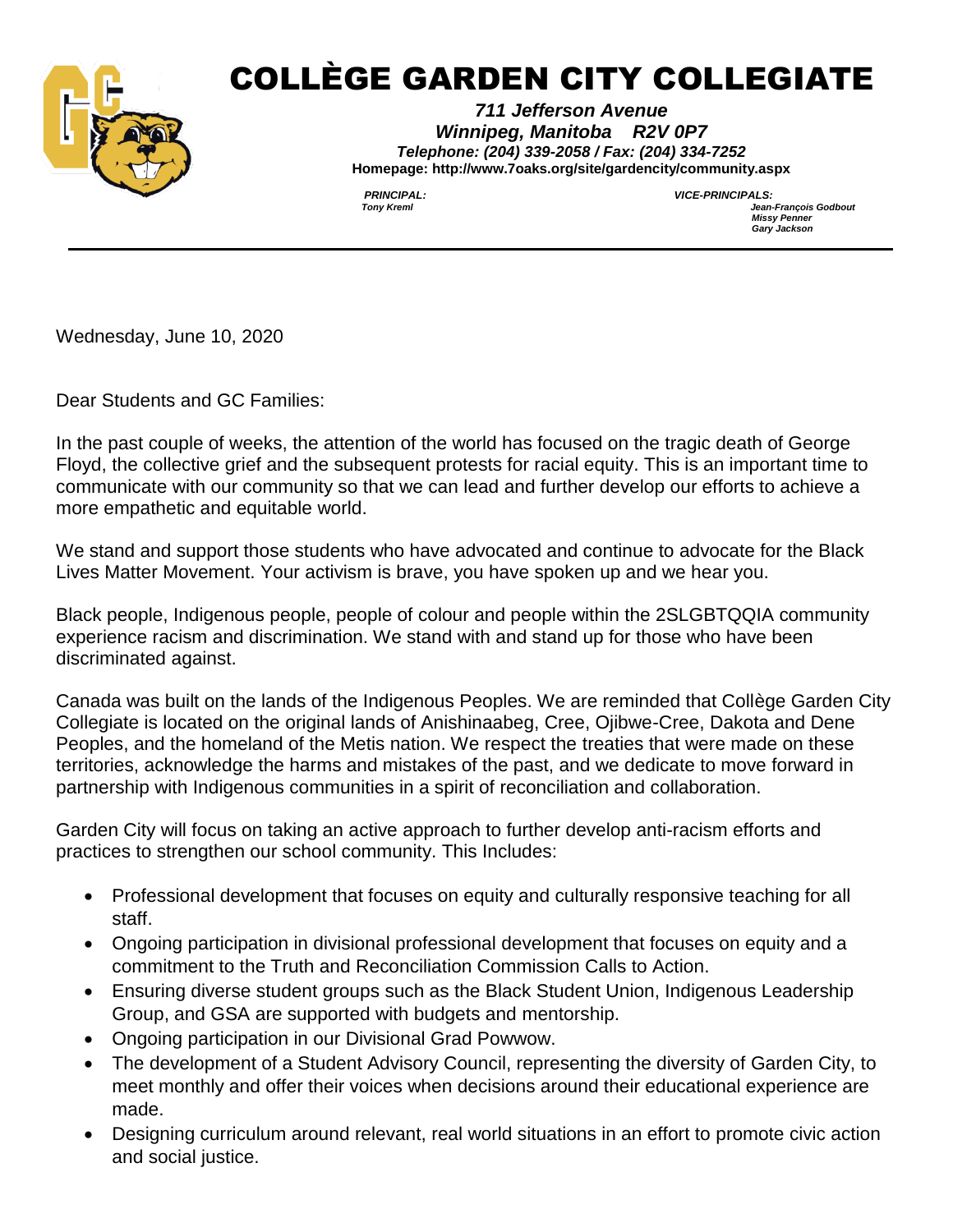# COLLÈGE GARDEN CITY COLLEGIATE

***711 Jefferson Avenue***
***Winnipeg, Manitoba R2V 0P7***
***Telephone: (204) 339-2058 / Fax: (204) 334-7252***
**Homepage: http://www.7oaks.org/site/gardencity/community.aspx**

***PRINCIPAL:***
*Tony Kreml*

***VICE-PRINCIPALS:***
*Jean-François Godbout*
*Missy Penner*
*Gary Jackson*

---

Wednesday, June 10, 2020

Dear Students and GC Families:

In the past couple of weeks, the attention of the world has focused on the tragic death of George Floyd, the collective grief and the subsequent protests for racial equity. This is an important time to communicate with our community so that we can lead and further develop our efforts to achieve a more empathetic and equitable world.

We stand and support those students who have advocated and continue to advocate for the Black Lives Matter Movement. Your activism is brave, you have spoken up and we hear you.

Black people, Indigenous people, people of colour and people within the 2SLGBTQQIA community experience racism and discrimination. We stand with and stand up for those who have been discriminated against.

Canada was built on the lands of the Indigenous Peoples. We are reminded that Collège Garden City Collegiate is located on the original lands of Anishinaabeg, Cree, Ojibwe-Cree, Dakota and Dene Peoples, and the homeland of the Metis nation. We respect the treaties that were made on these territories, acknowledge the harms and mistakes of the past, and we dedicate to move forward in partnership with Indigenous communities in a spirit of reconciliation and collaboration.

Garden City will focus on taking an active approach to further develop anti-racism efforts and practices to strengthen our school community. This Includes:

- Professional development that focuses on equity and culturally responsive teaching for all staff.
- Ongoing participation in divisional professional development that focuses on equity and a commitment to the Truth and Reconciliation Commission Calls to Action.
- Ensuring diverse student groups such as the Black Student Union, Indigenous Leadership Group, and GSA are supported with budgets and mentorship.
- Ongoing participation in our Divisional Grad Powwow.
- The development of a Student Advisory Council, representing the diversity of Garden City, to meet monthly and offer their voices when decisions around their educational experience are made.
- Designing curriculum around relevant, real world situations in an effort to promote civic action and social justice.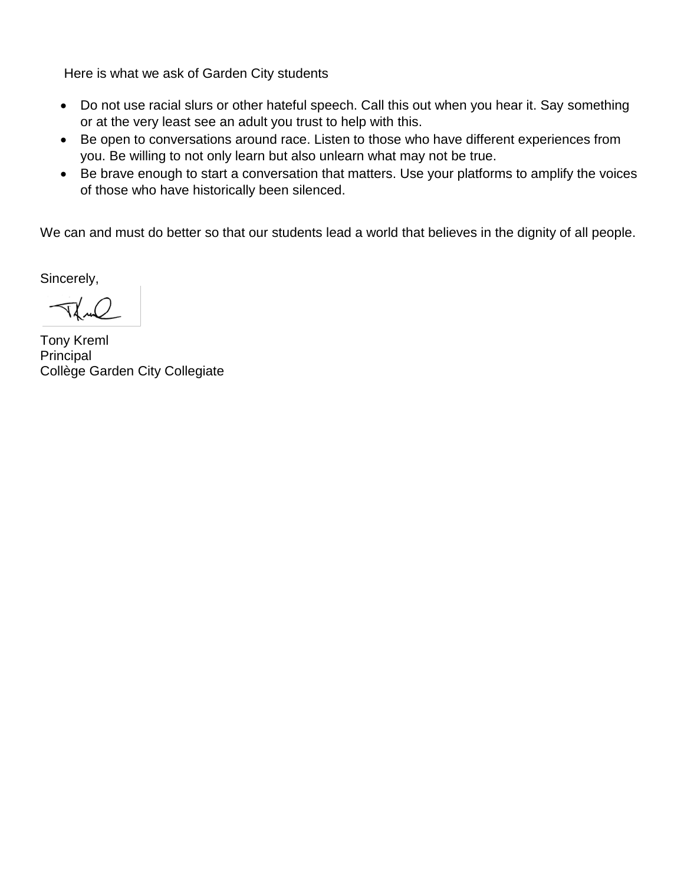Here is what we ask of Garden City students

- Do not use racial slurs or other hateful speech. Call this out when you hear it. Say something or at the very least see an adult you trust to help with this.
- Be open to conversations around race. Listen to those who have different experiences from you. Be willing to not only learn but also unlearn what may not be true.
- Be brave enough to start a conversation that matters. Use your platforms to amplify the voices of those who have historically been silenced.

We can and must do better so that our students lead a world that believes in the dignity of all people.

Sincerely,

Tony Kreml
Principal
Collège Garden City Collegiate